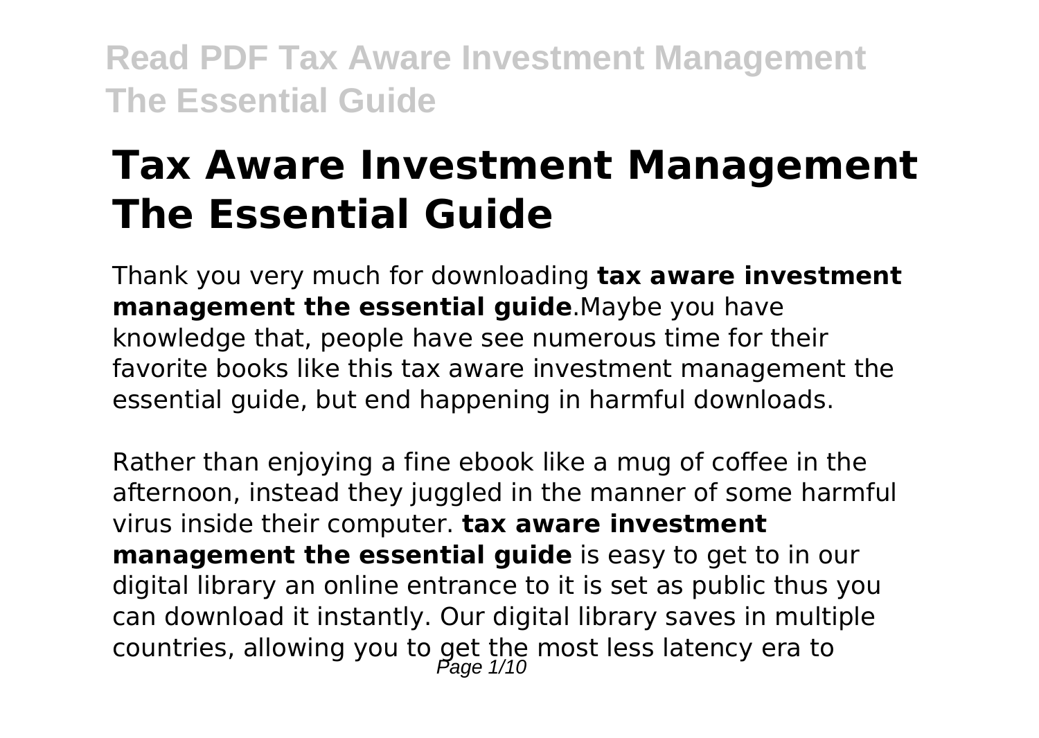# Tax Aware Investment Management The Essential Guide

Thank you very much for downloading **tax aware investment management the essential guide**.Maybe you have knowledge that, people have see numerous time for their favorite books like this tax aware investment management the essential guide, but end happening in harmful downloads.

Rather than enjoying a fine ebook like a mug of coffee in the afternoon, instead they juggled in the manner of some harmful virus inside their computer. **tax aware investment management the essential guide** is easy to get to in our digital library an online entrance to it is set as public thus you can download it instantly. Our digital library saves in multiple countries, allowing you to get the most less latency era to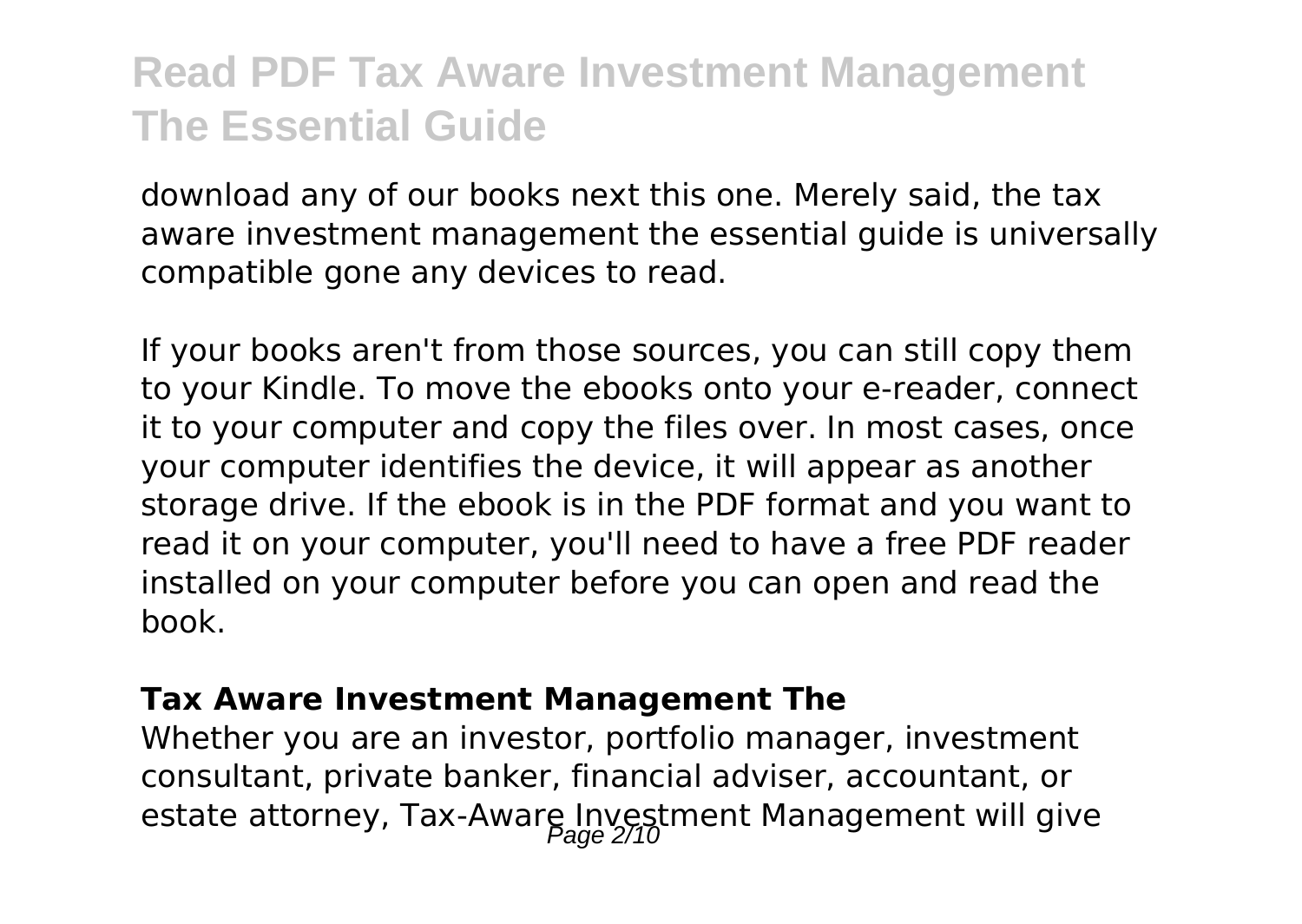download any of our books next this one. Merely said, the tax aware investment management the essential guide is universally compatible gone any devices to read.

If your books aren't from those sources, you can still copy them to your Kindle. To move the ebooks onto your e-reader, connect it to your computer and copy the files over. In most cases, once your computer identifies the device, it will appear as another storage drive. If the ebook is in the PDF format and you want to read it on your computer, you'll need to have a free PDF reader installed on your computer before you can open and read the book.

**Tax Aware Investment Management The**

Whether you are an investor, portfolio manager, investment consultant, private banker, financial adviser, accountant, or estate attorney, Tax-Aware Investment Management will give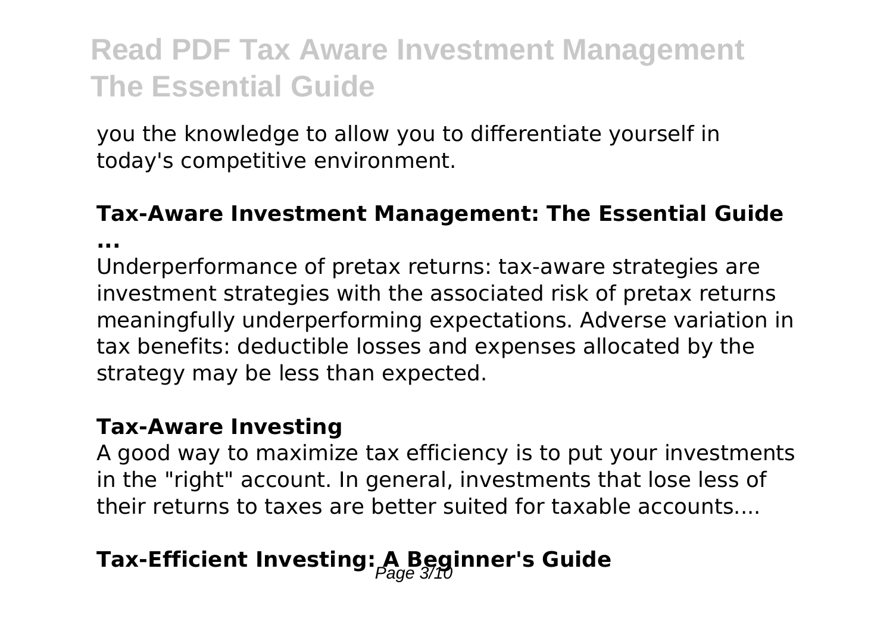you the knowledge to allow you to differentiate yourself in today's competitive environment.

### Tax-Aware Investment Management: The Essential Guide ...

Underperformance of pretax returns: tax-aware strategies are investment strategies with the associated risk of pretax returns meaningfully underperforming expectations. Adverse variation in tax benefits: deductible losses and expenses allocated by the strategy may be less than expected.

### Tax-Aware Investing

A good way to maximize tax efficiency is to put your investments in the "right" account. In general, investments that lose less of their returns to taxes are better suited for taxable accounts....

## Tax-Efficient Investing: A Beginner's Guide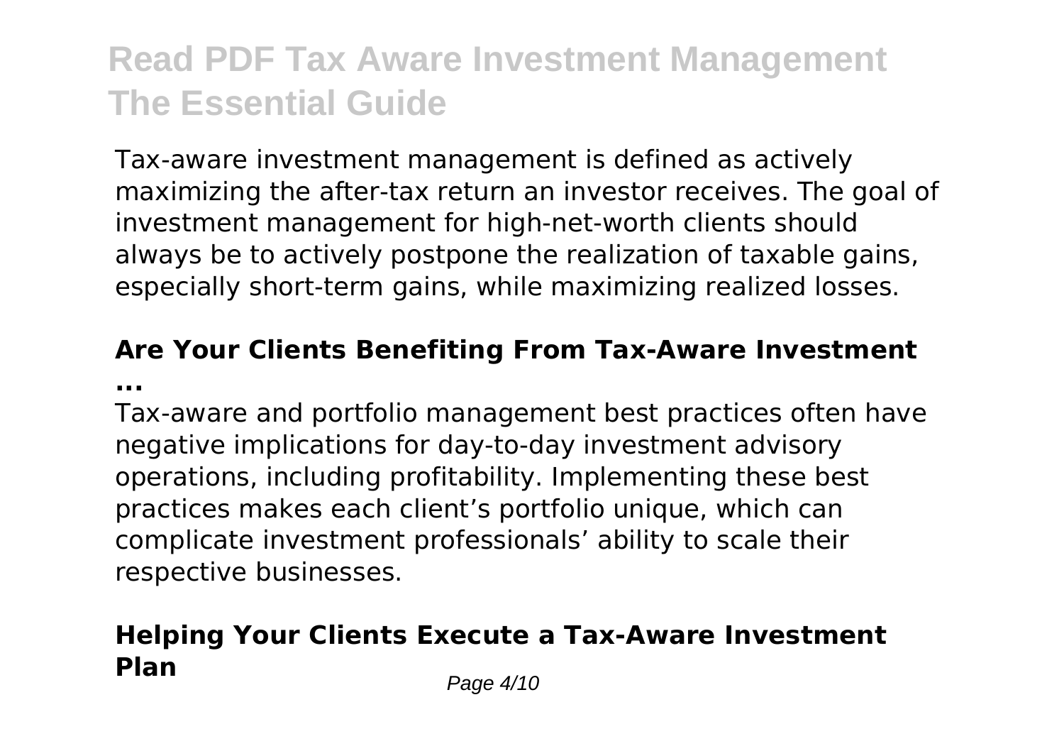Tax-aware investment management is defined as actively maximizing the after-tax return an investor receives. The goal of investment management for high-net-worth clients should always be to actively postpone the realization of taxable gains, especially short-term gains, while maximizing realized losses.

## Are Your Clients Benefiting From Tax-Aware Investment ...

Tax-aware and portfolio management best practices often have negative implications for day-to-day investment advisory operations, including profitability. Implementing these best practices makes each client's portfolio unique, which can complicate investment professionals' ability to scale their respective businesses.

## Helping Your Clients Execute a Tax-Aware Investment Plan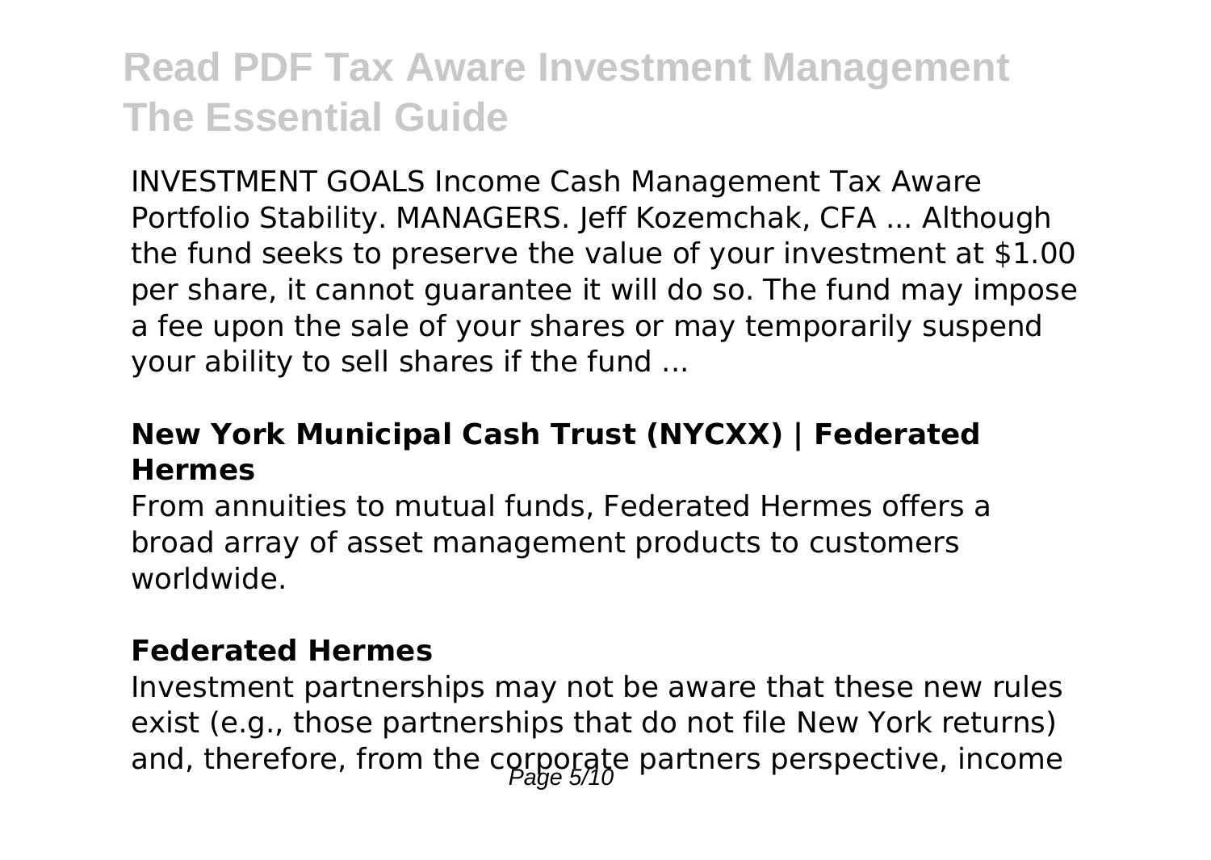INVESTMENT GOALS Income Cash Management Tax Aware Portfolio Stability. MANAGERS. Jeff Kozemchak, CFA ... Although the fund seeks to preserve the value of your investment at $1.00 per share, it cannot guarantee it will do so. The fund may impose a fee upon the sale of your shares or may temporarily suspend your ability to sell shares if the fund ...

### New York Municipal Cash Trust (NYCXX) | Federated Hermes

From annuities to mutual funds, Federated Hermes offers a broad array of asset management products to customers worldwide.

### Federated Hermes

Investment partnerships may not be aware that these new rules exist (e.g., those partnerships that do not file New York returns) and, therefore, from the corporate partners perspective, income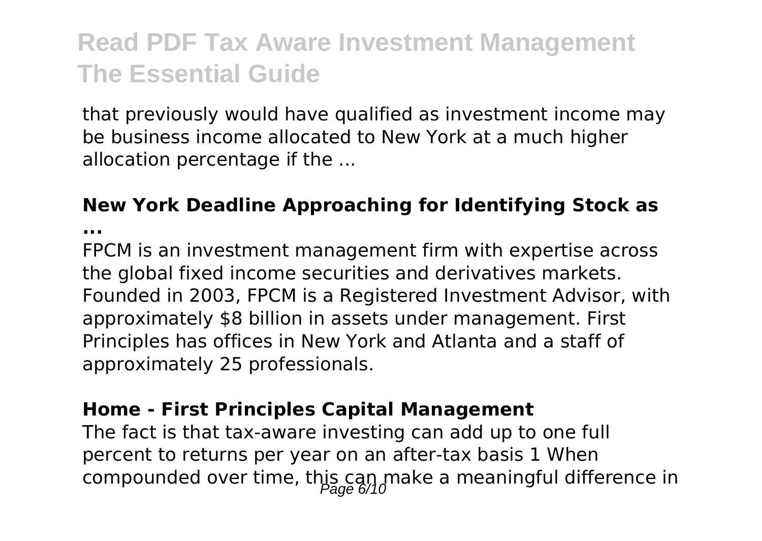that previously would have qualified as investment income may be business income allocated to New York at a much higher allocation percentage if the ...

**New York Deadline Approaching for Identifying Stock as ...**

FPCM is an investment management firm with expertise across the global fixed income securities and derivatives markets. Founded in 2003, FPCM is a Registered Investment Advisor, with approximately $8 billion in assets under management. First Principles has offices in New York and Atlanta and a staff of approximately 25 professionals.

**Home - First Principles Capital Management**

The fact is that tax-aware investing can add up to one full percent to returns per year on an after-tax basis 1 When compounded over time, this can make a meaningful difference in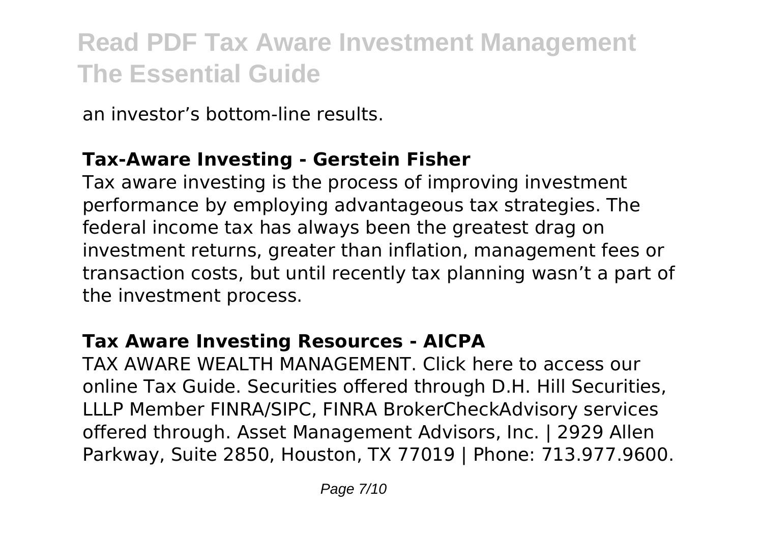an investor’s bottom-line results.

## Tax-Aware Investing - Gerstein Fisher

Tax aware investing is the process of improving investment performance by employing advantageous tax strategies. The federal income tax has always been the greatest drag on investment returns, greater than inflation, management fees or transaction costs, but until recently tax planning wasn’t a part of the investment process.

## Tax Aware Investing Resources - AICPA

TAX AWARE WEALTH MANAGEMENT. Click here to access our online Tax Guide. Securities offered through D.H. Hill Securities, LLLP Member FINRA/SIPC, FINRA BrokerCheckAdvisory services offered through. Asset Management Advisors, Inc. | 2929 Allen Parkway, Suite 2850, Houston, TX 77019 | Phone: 713.977.9600.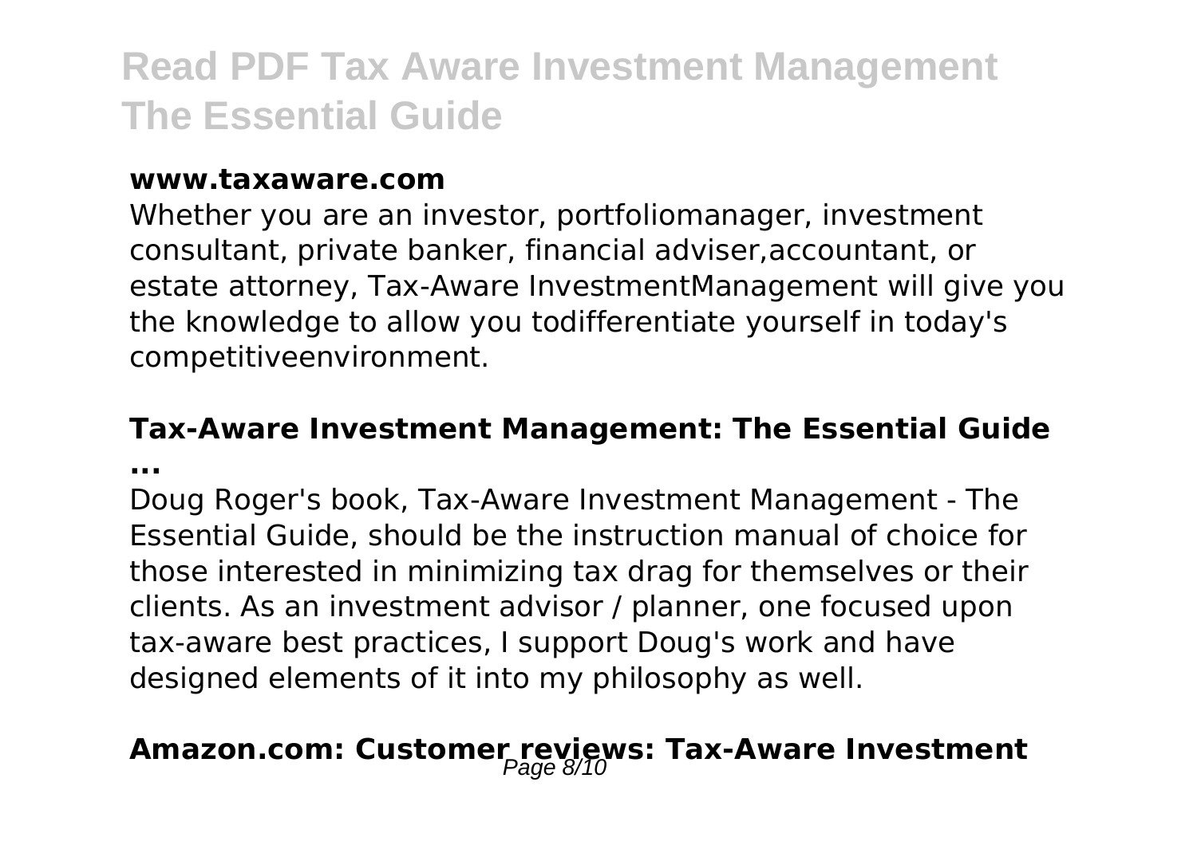**www.taxaware.com**

Whether you are an investor, portfoliomanager, investment consultant, private banker, financial adviser,accountant, or estate attorney, Tax-Aware InvestmentManagement will give you the knowledge to allow you todifferentiate yourself in today's competitiveenvironment.

**Tax-Aware Investment Management: The Essential Guide ...**

Doug Roger's book, Tax-Aware Investment Management - The Essential Guide, should be the instruction manual of choice for those interested in minimizing tax drag for themselves or their clients. As an investment advisor / planner, one focused upon tax-aware best practices, I support Doug's work and have designed elements of it into my philosophy as well.

## Amazon.com: Customer reviews: Tax-Aware Investment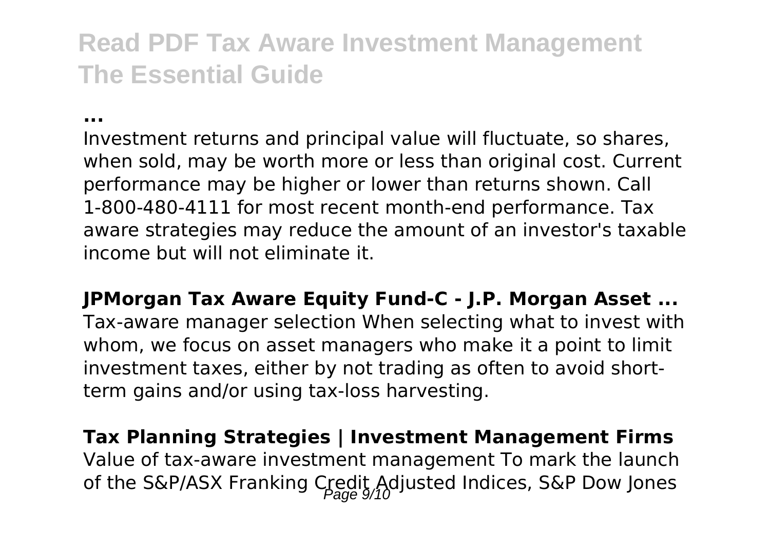**...**

Investment returns and principal value will fluctuate, so shares, when sold, may be worth more or less than original cost. Current performance may be higher or lower than returns shown. Call 1-800-480-4111 for most recent month-end performance. Tax aware strategies may reduce the amount of an investor's taxable income but will not eliminate it.

**JPMorgan Tax Aware Equity Fund-C - J.P. Morgan Asset ...**

Tax-aware manager selection When selecting what to invest with whom, we focus on asset managers who make it a point to limit investment taxes, either by not trading as often to avoid short-term gains and/or using tax-loss harvesting.

**Tax Planning Strategies | Investment Management Firms**

Value of tax-aware investment management To mark the launch of the S&P/ASX Franking Credit Adjusted Indices, S&P Dow Jones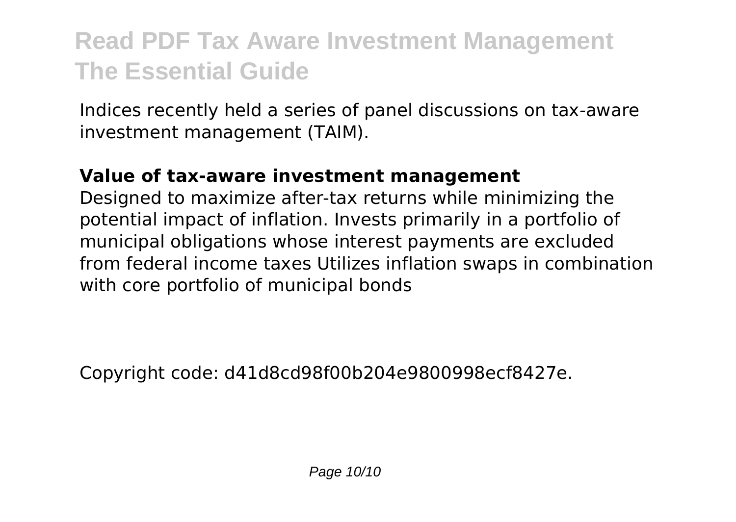Indices recently held a series of panel discussions on tax-aware investment management (TAIM).

**Value of tax-aware investment management**

Designed to maximize after-tax returns while minimizing the potential impact of inflation. Invests primarily in a portfolio of municipal obligations whose interest payments are excluded from federal income taxes Utilizes inflation swaps in combination with core portfolio of municipal bonds

Copyright code: d41d8cd98f00b204e9800998ecf8427e.